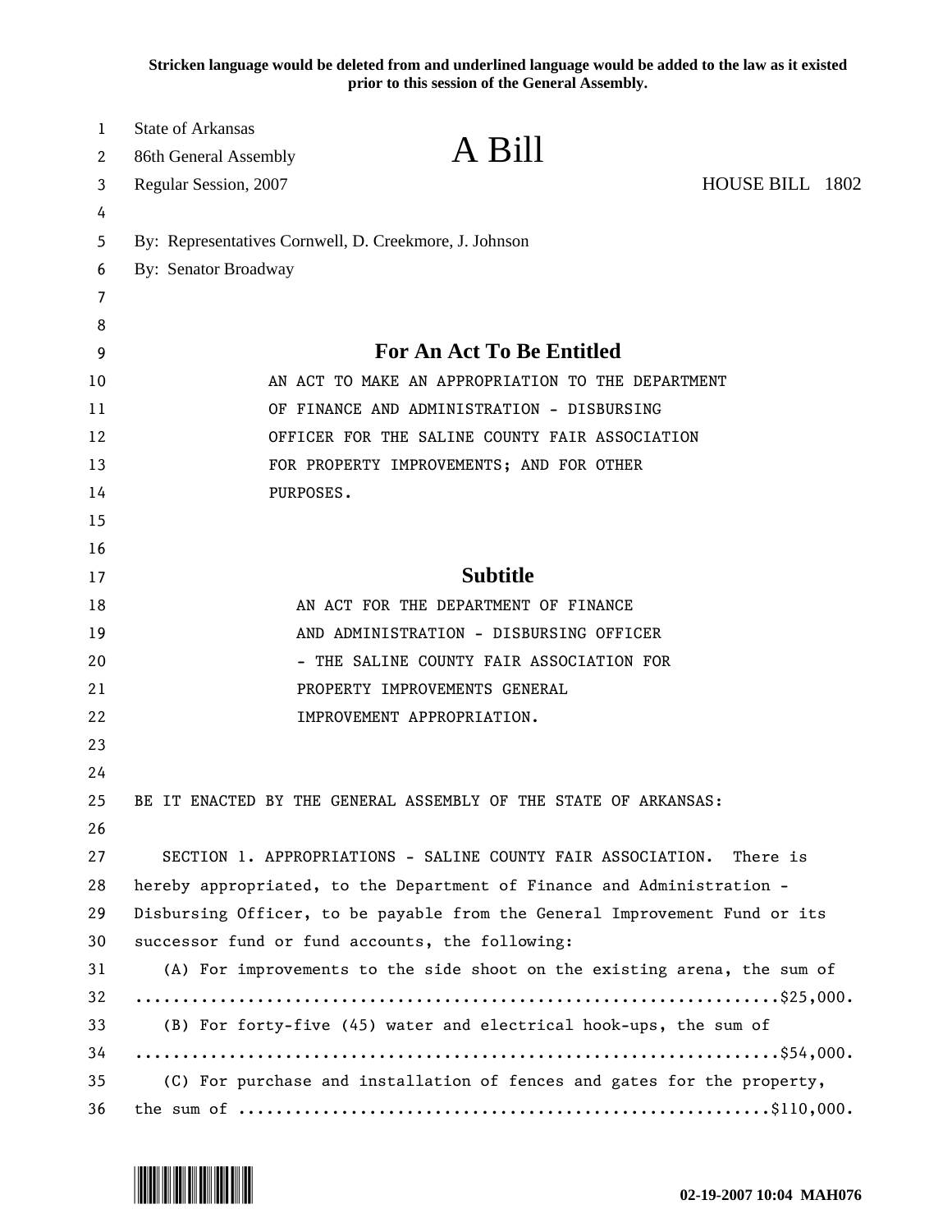**Stricken language would be deleted from and underlined language would be added to the law as it existed prior to this session of the General Assembly.**

State of Arkansas
86th General Assembly
Regular Session, 2007

# A Bill

HOUSE BILL 1802

By: Representatives Cornwell, D. Creekmore, J. Johnson
By: Senator Broadway

## For An Act To Be Entitled

AN ACT TO MAKE AN APPROPRIATION TO THE DEPARTMENT OF FINANCE AND ADMINISTRATION - DISBURSING OFFICER FOR THE SALINE COUNTY FAIR ASSOCIATION FOR PROPERTY IMPROVEMENTS; AND FOR OTHER PURPOSES.

## Subtitle

AN ACT FOR THE DEPARTMENT OF FINANCE AND ADMINISTRATION - DISBURSING OFFICER - THE SALINE COUNTY FAIR ASSOCIATION FOR PROPERTY IMPROVEMENTS GENERAL IMPROVEMENT APPROPRIATION.

BE IT ENACTED BY THE GENERAL ASSEMBLY OF THE STATE OF ARKANSAS:

SECTION 1. APPROPRIATIONS - SALINE COUNTY FAIR ASSOCIATION. There is hereby appropriated, to the Department of Finance and Administration - Disbursing Officer, to be payable from the General Improvement Fund or its successor fund or fund accounts, the following:

(A) For improvements to the side shoot on the existing arena, the sum of ....................................................................$25,000.

(B) For forty-five (45) water and electrical hook-ups, the sum of ....................................................................$54,000.

(C) For purchase and installation of fences and gates for the property, the sum of ....................................................$110,000.

**02-19-2007 10:04 MAH076**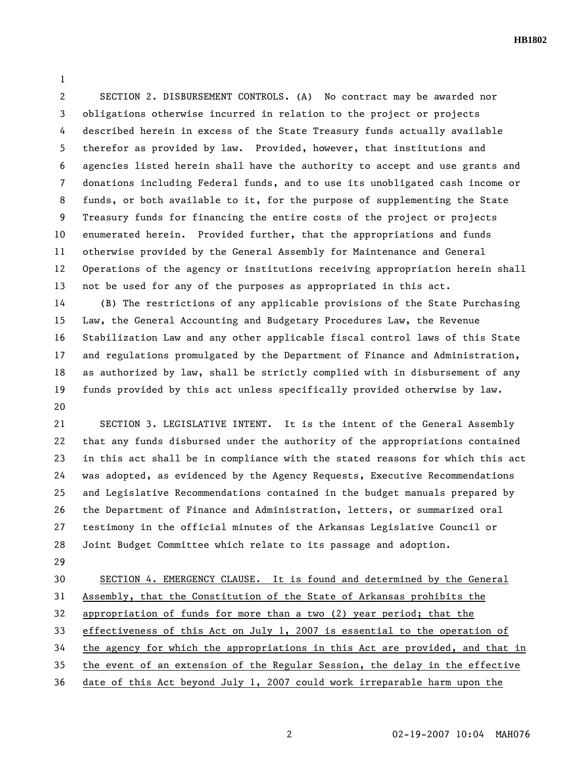SECTION 2. DISBURSEMENT CONTROLS. (A) No contract may be awarded nor obligations otherwise incurred in relation to the project or projects described herein in excess of the State Treasury funds actually available therefor as provided by law. Provided, however, that institutions and agencies listed herein shall have the authority to accept and use grants and donations including Federal funds, and to use its unobligated cash income or funds, or both available to it, for the purpose of supplementing the State Treasury funds for financing the entire costs of the project or projects enumerated herein. Provided further, that the appropriations and funds otherwise provided by the General Assembly for Maintenance and General Operations of the agency or institutions receiving appropriation herein shall not be used for any of the purposes as appropriated in this act.

(B) The restrictions of any applicable provisions of the State Purchasing Law, the General Accounting and Budgetary Procedures Law, the Revenue Stabilization Law and any other applicable fiscal control laws of this State and regulations promulgated by the Department of Finance and Administration, as authorized by law, shall be strictly complied with in disbursement of any funds provided by this act unless specifically provided otherwise by law.

SECTION 3. LEGISLATIVE INTENT. It is the intent of the General Assembly that any funds disbursed under the authority of the appropriations contained in this act shall be in compliance with the stated reasons for which this act was adopted, as evidenced by the Agency Requests, Executive Recommendations and Legislative Recommendations contained in the budget manuals prepared by the Department of Finance and Administration, letters, or summarized oral testimony in the official minutes of the Arkansas Legislative Council or Joint Budget Committee which relate to its passage and adoption.

SECTION 4. EMERGENCY CLAUSE. It is found and determined by the General Assembly, that the Constitution of the State of Arkansas prohibits the appropriation of funds for more than a two (2) year period; that the effectiveness of this Act on July 1, 2007 is essential to the operation of the agency for which the appropriations in this Act are provided, and that in the event of an extension of the Regular Session, the delay in the effective date of this Act beyond July 1, 2007 could work irreparable harm upon the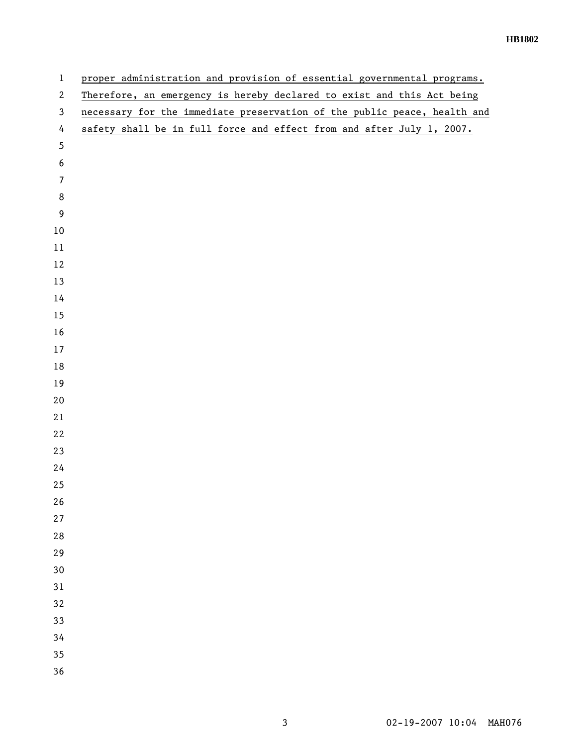proper administration and provision of essential governmental programs. Therefore, an emergency is hereby declared to exist and this Act being necessary for the immediate preservation of the public peace, health and safety shall be in full force and effect from and after July 1, 2007.